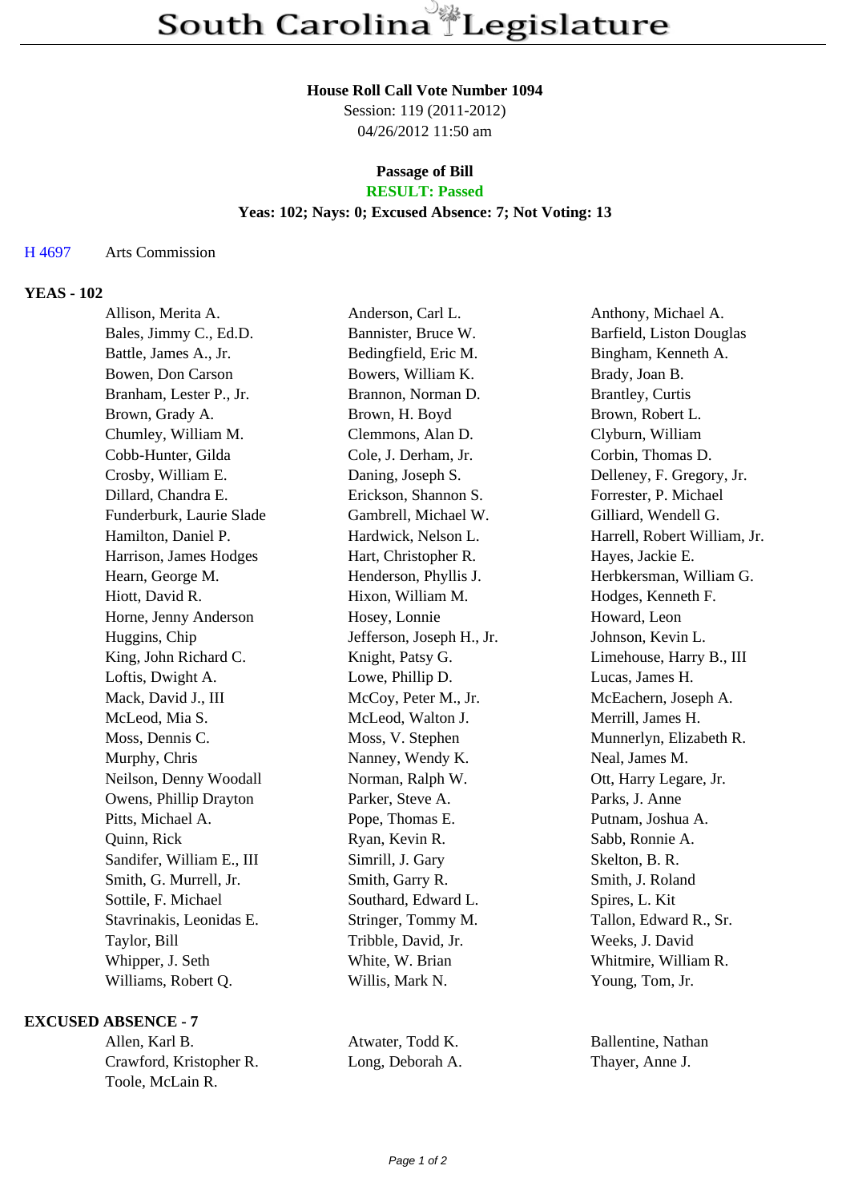# South Carolina Legislature

**House Roll Call Vote Number 1094**
Session: 119 (2011-2012)
04/26/2012 11:50 am

**Passage of Bill**
**RESULT: Passed**
**Yeas: 102; Nays: 0; Excused Absence: 7; Not Voting: 13**

H 4697 Arts Commission

## YEAS - 102

| | | |
|---|---|---|
| Allison, Merita A. | Anderson, Carl L. | Anthony, Michael A. |
| Bales, Jimmy C., Ed.D. | Bannister, Bruce W. | Barfield, Liston Douglas |
| Battle, James A., Jr. | Bedingfield, Eric M. | Bingham, Kenneth A. |
| Bowen, Don Carson | Bowers, William K. | Brady, Joan B. |
| Branham, Lester P., Jr. | Brannon, Norman D. | Brantley, Curtis |
| Brown, Grady A. | Brown, H. Boyd | Brown, Robert L. |
| Chumley, William M. | Clemmons, Alan D. | Clyburn, William |
| Cobb-Hunter, Gilda | Cole, J. Derham, Jr. | Corbin, Thomas D. |
| Crosby, William E. | Daning, Joseph S. | Delleney, F. Gregory, Jr. |
| Dillard, Chandra E. | Erickson, Shannon S. | Forrester, P. Michael |
| Funderburk, Laurie Slade | Gambrell, Michael W. | Gilliard, Wendell G. |
| Hamilton, Daniel P. | Hardwick, Nelson L. | Harrell, Robert William, Jr. |
| Harrison, James Hodges | Hart, Christopher R. | Hayes, Jackie E. |
| Hearn, George M. | Henderson, Phyllis J. | Herbkersman, William G. |
| Hiott, David R. | Hixon, William M. | Hodges, Kenneth F. |
| Horne, Jenny Anderson | Hosey, Lonnie | Howard, Leon |
| Huggins, Chip | Jefferson, Joseph H., Jr. | Johnson, Kevin L. |
| King, John Richard C. | Knight, Patsy G. | Limehouse, Harry B., III |
| Loftis, Dwight A. | Lowe, Phillip D. | Lucas, James H. |
| Mack, David J., III | McCoy, Peter M., Jr. | McEachern, Joseph A. |
| McLeod, Mia S. | McLeod, Walton J. | Merrill, James H. |
| Moss, Dennis C. | Moss, V. Stephen | Munnerlyn, Elizabeth R. |
| Murphy, Chris | Nanney, Wendy K. | Neal, James M. |
| Neilson, Denny Woodall | Norman, Ralph W. | Ott, Harry Legare, Jr. |
| Owens, Phillip Drayton | Parker, Steve A. | Parks, J. Anne |
| Pitts, Michael A. | Pope, Thomas E. | Putnam, Joshua A. |
| Quinn, Rick | Ryan, Kevin R. | Sabb, Ronnie A. |
| Sandifer, William E., III | Simrill, J. Gary | Skelton, B. R. |
| Smith, G. Murrell, Jr. | Smith, Garry R. | Smith, J. Roland |
| Sottile, F. Michael | Southard, Edward L. | Spires, L. Kit |
| Stavrinakis, Leonidas E. | Stringer, Tommy M. | Tallon, Edward R., Sr. |
| Taylor, Bill | Tribble, David, Jr. | Weeks, J. David |
| Whipper, J. Seth | White, W. Brian | Whitmire, William R. |
| Williams, Robert Q. | Willis, Mark N. | Young, Tom, Jr. |

## EXCUSED ABSENCE - 7

| | | |
|---|---|---|
| Allen, Karl B. | Atwater, Todd K. | Ballentine, Nathan |
| Crawford, Kristopher R. | Long, Deborah A. | Thayer, Anne J. |
| Toole, McLain R. | | |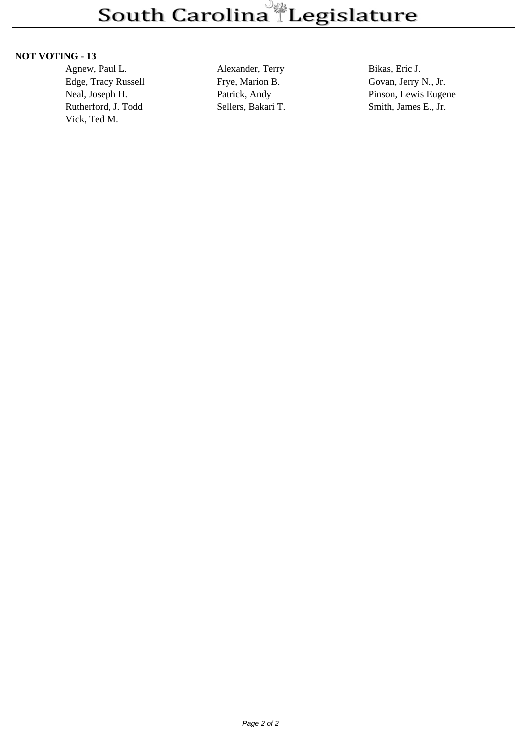**NOT VOTING - 13**

| | | |
|---|---|---|
| Agnew, Paul L. | Alexander, Terry | Bikas, Eric J. |
| Edge, Tracy Russell | Frye, Marion B. | Govan, Jerry N., Jr. |
| Neal, Joseph H. | Patrick, Andy | Pinson, Lewis Eugene |
| Rutherford, J. Todd | Sellers, Bakari T. | Smith, James E., Jr. |
| Vick, Ted M. | | |